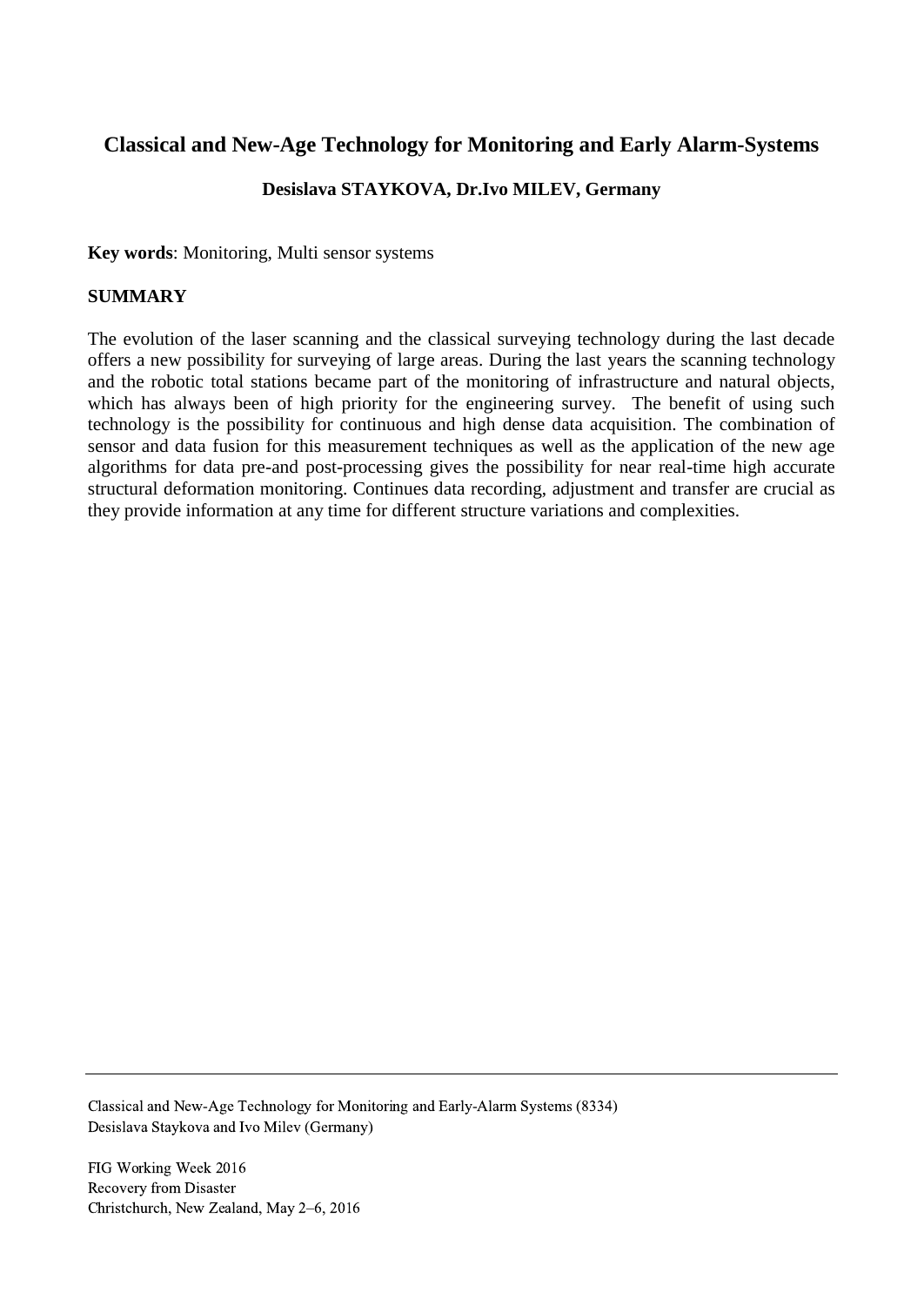# Classical and New-Age Technology for Monitoring and Early Alarm-Systems

**Desislava STAYKOVA, Dr.Ivo MILEV, Germany**

**Key words**: Monitoring, Multi sensor systems

## SUMMARY

The evolution of the laser scanning and the classical surveying technology during the last decade offers a new possibility for surveying of large areas. During the last years the scanning technology and the robotic total stations became part of the monitoring of infrastructure and natural objects, which has always been of high priority for the engineering survey. The benefit of using such technology is the possibility for continuous and high dense data acquisition. The combination of sensor and data fusion for this measurement techniques as well as the application of the new age algorithms for data pre-and post-processing gives the possibility for near real-time high accurate structural deformation monitoring. Continues data recording, adjustment and transfer are crucial as they provide information at any time for different structure variations and complexities.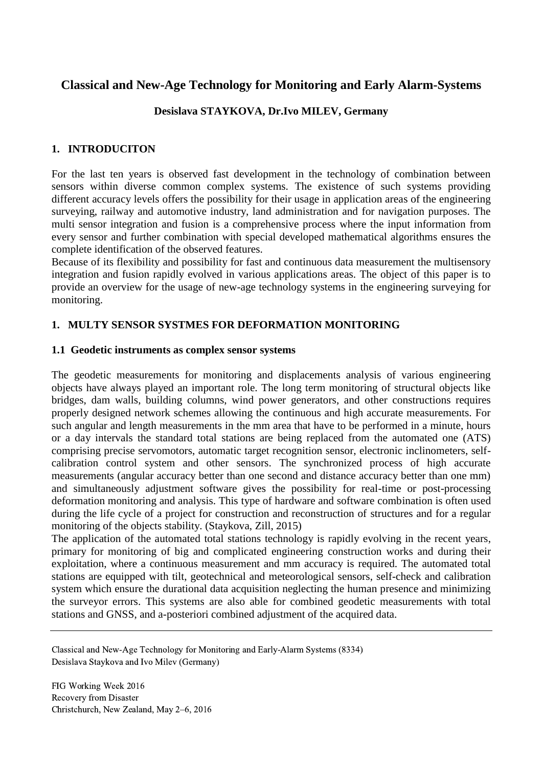# Classical and New-Age Technology for Monitoring and Early Alarm-Systems

**Desislava STAYKOVA, Dr.Ivo MILEV, Germany**

## 1. INTRODUCITON

For the last ten years is observed fast development in the technology of combination between sensors within diverse common complex systems. The existence of such systems providing different accuracy levels offers the possibility for their usage in application areas of the engineering surveying, railway and automotive industry, land administration and for navigation purposes. The multi sensor integration and fusion is a comprehensive process where the input information from every sensor and further combination with special developed mathematical algorithms ensures the complete identification of the observed features.
Because of its flexibility and possibility for fast and continuous data measurement the multisensory integration and fusion rapidly evolved in various applications areas. The object of this paper is to provide an overview for the usage of new-age technology systems in the engineering surveying for monitoring.

## 1. MULTY SENSOR SYSTMES FOR DEFORMATION MONITORING

### 1.1 Geodetic instruments as complex sensor systems

The geodetic measurements for monitoring and displacements analysis of various engineering objects have always played an important role. The long term monitoring of structural objects like bridges, dam walls, building columns, wind power generators, and other constructions requires properly designed network schemes allowing the continuous and high accurate measurements. For such angular and length measurements in the mm area that have to be performed in a minute, hours or a day intervals the standard total stations are being replaced from the automated one (ATS) comprising precise servomotors, automatic target recognition sensor, electronic inclinometers, self-calibration control system and other sensors. The synchronized process of high accurate measurements (angular accuracy better than one second and distance accuracy better than one mm) and simultaneously adjustment software gives the possibility for real-time or post-processing deformation monitoring and analysis. This type of hardware and software combination is often used during the life cycle of a project for construction and reconstruction of structures and for a regular monitoring of the objects stability. (Staykova, Zill, 2015)
The application of the automated total stations technology is rapidly evolving in the recent years, primary for monitoring of big and complicated engineering construction works and during their exploitation, where a continuous measurement and mm accuracy is required. The automated total stations are equipped with tilt, geotechnical and meteorological sensors, self-check and calibration system which ensure the durational data acquisition neglecting the human presence and minimizing the surveyor errors. This systems are also able for combined geodetic measurements with total stations and GNSS, and a-posteriori combined adjustment of the acquired data.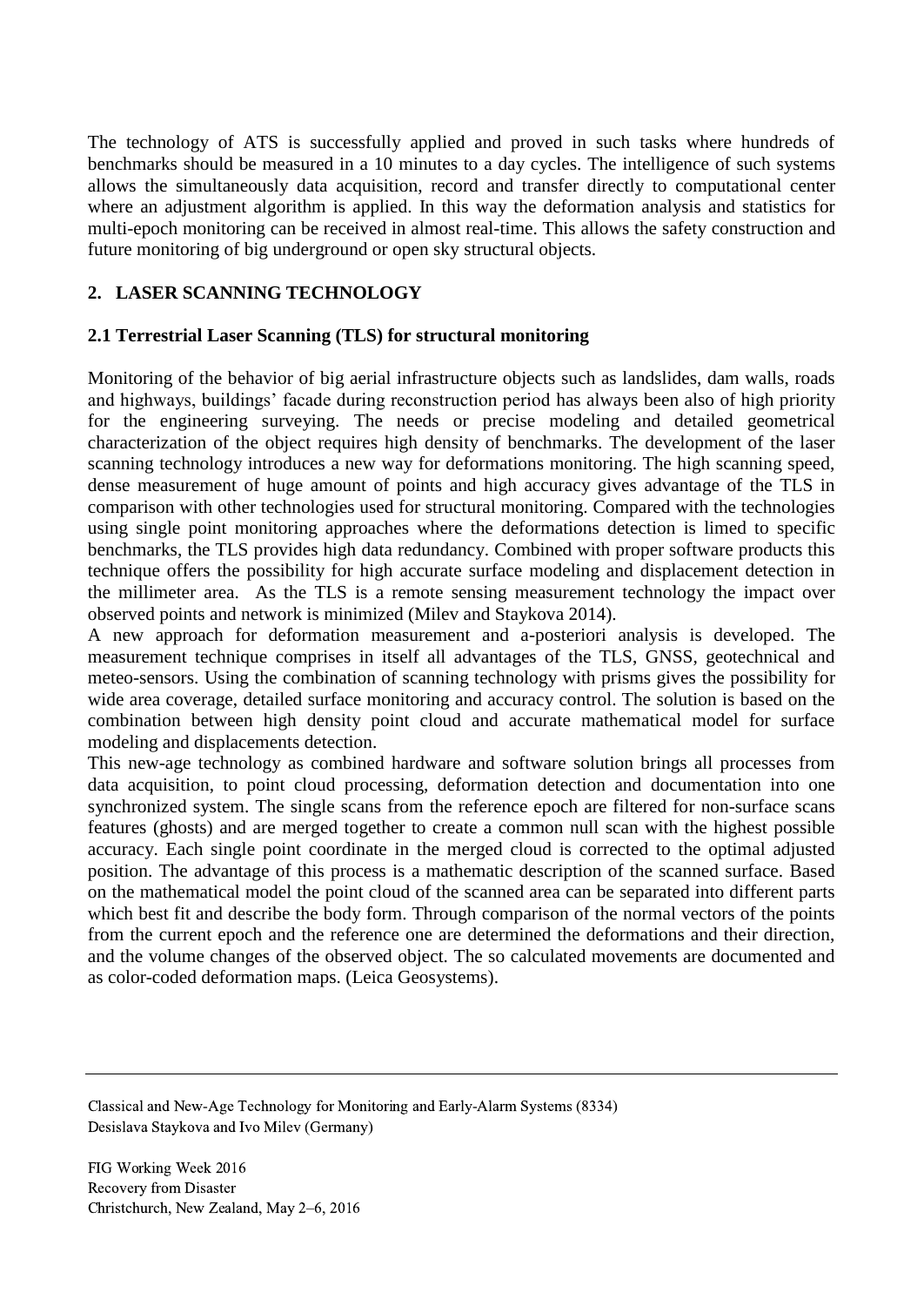The technology of ATS is successfully applied and proved in such tasks where hundreds of benchmarks should be measured in a 10 minutes to a day cycles. The intelligence of such systems allows the simultaneously data acquisition, record and transfer directly to computational center where an adjustment algorithm is applied. In this way the deformation analysis and statistics for multi-epoch monitoring can be received in almost real-time. This allows the safety construction and future monitoring of big underground or open sky structural objects.

## 2. LASER SCANNING TECHNOLOGY

### 2.1 Terrestrial Laser Scanning (TLS) for structural monitoring

Monitoring of the behavior of big aerial infrastructure objects such as landslides, dam walls, roads and highways, buildings' facade during reconstruction period has always been also of high priority for the engineering surveying. The needs or precise modeling and detailed geometrical characterization of the object requires high density of benchmarks. The development of the laser scanning technology introduces a new way for deformations monitoring. The high scanning speed, dense measurement of huge amount of points and high accuracy gives advantage of the TLS in comparison with other technologies used for structural monitoring. Compared with the technologies using single point monitoring approaches where the deformations detection is limed to specific benchmarks, the TLS provides high data redundancy. Combined with proper software products this technique offers the possibility for high accurate surface modeling and displacement detection in the millimeter area. As the TLS is a remote sensing measurement technology the impact over observed points and network is minimized (Milev and Staykova 2014).

A new approach for deformation measurement and a-posteriori analysis is developed. The measurement technique comprises in itself all advantages of the TLS, GNSS, geotechnical and meteo-sensors. Using the combination of scanning technology with prisms gives the possibility for wide area coverage, detailed surface monitoring and accuracy control. The solution is based on the combination between high density point cloud and accurate mathematical model for surface modeling and displacements detection.

This new-age technology as combined hardware and software solution brings all processes from data acquisition, to point cloud processing, deformation detection and documentation into one synchronized system. The single scans from the reference epoch are filtered for non-surface scans features (ghosts) and are merged together to create a common null scan with the highest possible accuracy. Each single point coordinate in the merged cloud is corrected to the optimal adjusted position. The advantage of this process is a mathematic description of the scanned surface. Based on the mathematical model the point cloud of the scanned area can be separated into different parts which best fit and describe the body form. Through comparison of the normal vectors of the points from the current epoch and the reference one are determined the deformations and their direction, and the volume changes of the observed object. The so calculated movements are documented and as color-coded deformation maps. (Leica Geosystems).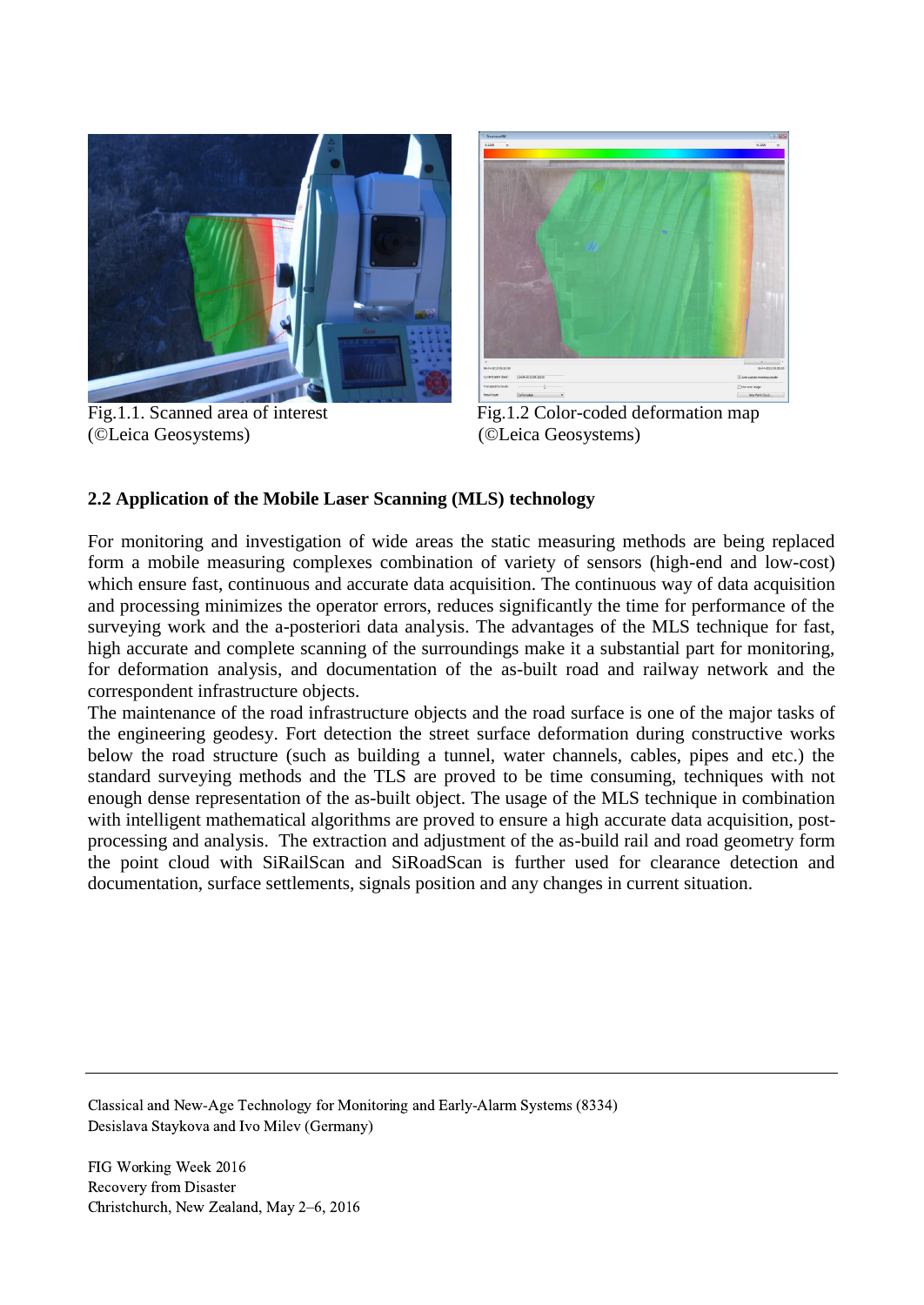Fig.1.1. Scanned area of interest (©Leica Geosystems)

Fig.1.2 Color-coded deformation map (©Leica Geosystems)

### 2.2 Application of the Mobile Laser Scanning (MLS) technology

For monitoring and investigation of wide areas the static measuring methods are being replaced form a mobile measuring complexes combination of variety of sensors (high-end and low-cost) which ensure fast, continuous and accurate data acquisition. The continuous way of data acquisition and processing minimizes the operator errors, reduces significantly the time for performance of the surveying work and the a-posteriori data analysis. The advantages of the MLS technique for fast, high accurate and complete scanning of the surroundings make it a substantial part for monitoring, for deformation analysis, and documentation of the as-built road and railway network and the correspondent infrastructure objects.

The maintenance of the road infrastructure objects and the road surface is one of the major tasks of the engineering geodesy. Fort detection the street surface deformation during constructive works below the road structure (such as building a tunnel, water channels, cables, pipes and etc.) the standard surveying methods and the TLS are proved to be time consuming, techniques with not enough dense representation of the as-built object. The usage of the MLS technique in combination with intelligent mathematical algorithms are proved to ensure a high accurate data acquisition, post-processing and analysis. The extraction and adjustment of the as-build rail and road geometry form the point cloud with SiRailScan and SiRoadScan is further used for clearance detection and documentation, surface settlements, signals position and any changes in current situation.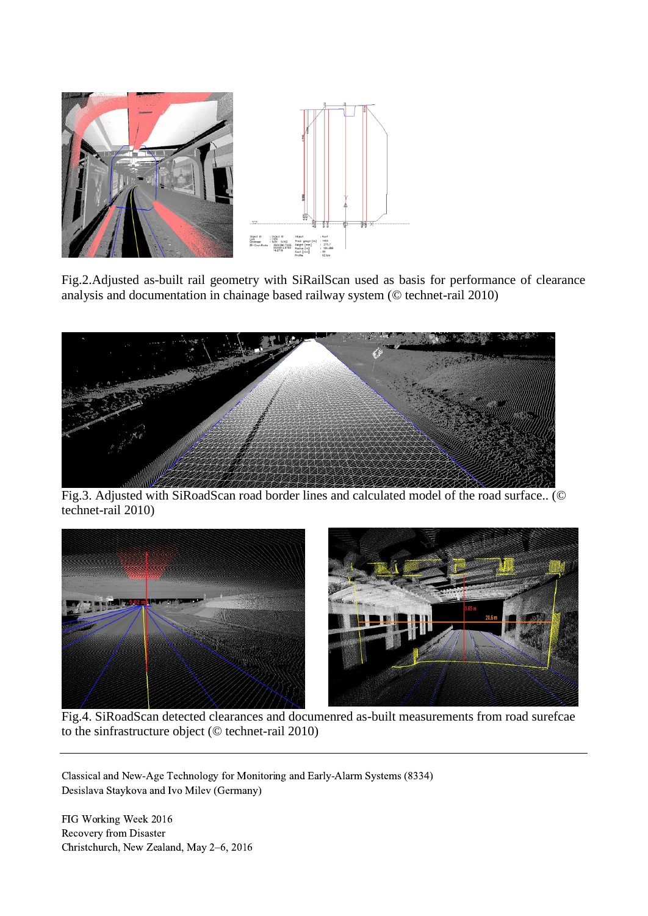Fig.2.Adjusted as-built rail geometry with SiRailScan used as basis for performance of clearance analysis and documentation in chainage based railway system (© technet-rail 2010)

Fig.3. Adjusted with SiRoadScan road border lines and calculated model of the road surface.. (© technet-rail 2010)

Fig.4. SiRoadScan detected clearances and documenred as-built measurements from road surefcae to the sinfrastructure object (© technet-rail 2010)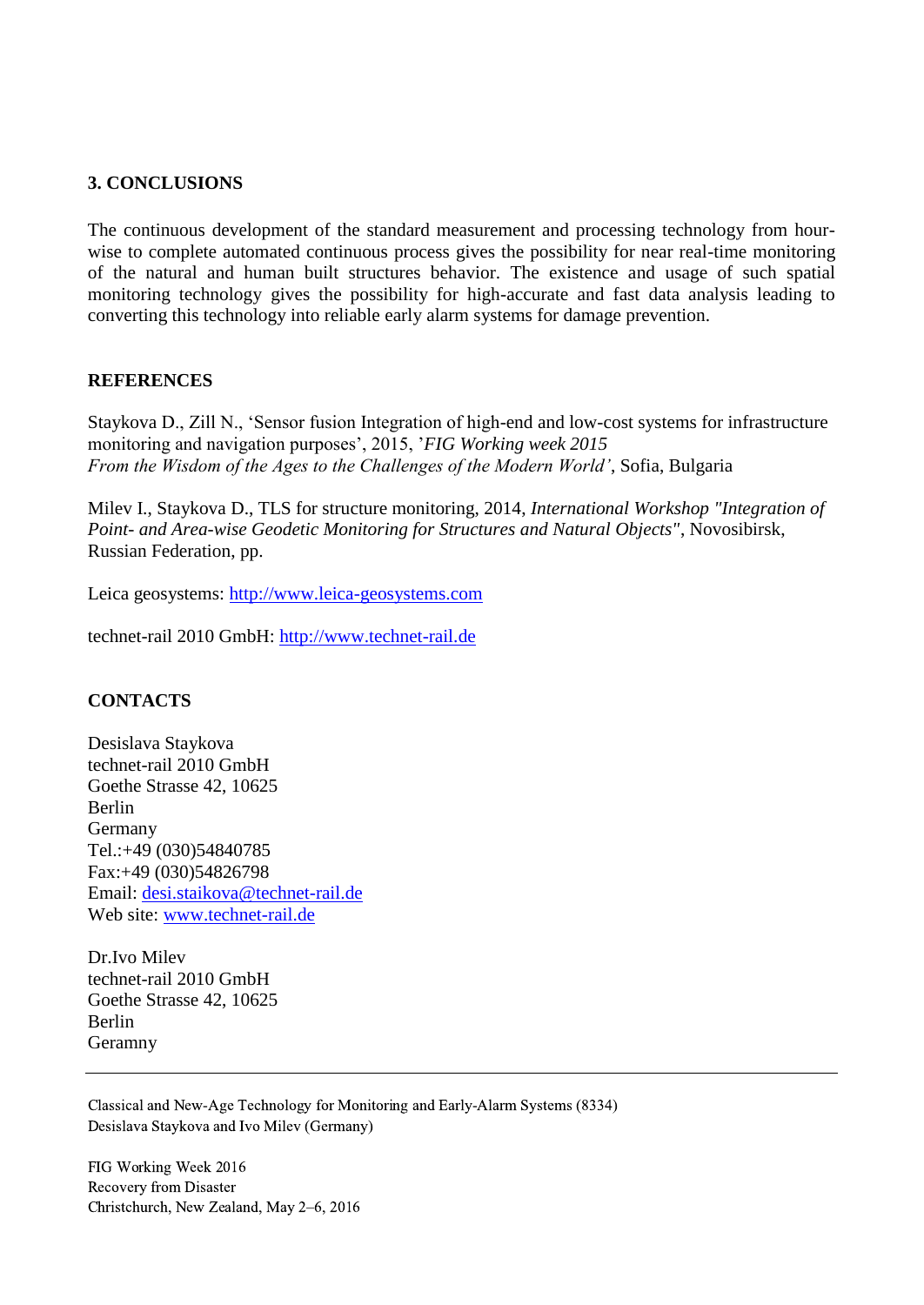## 3. CONCLUSIONS

The continuous development of the standard measurement and processing technology from hour-wise to complete automated continuous process gives the possibility for near real-time monitoring of the natural and human built structures behavior. The existence and usage of such spatial monitoring technology gives the possibility for high-accurate and fast data analysis leading to converting this technology into reliable early alarm systems for damage prevention.

## REFERENCES

Staykova D., Zill N., 'Sensor fusion Integration of high-end and low-cost systems for infrastructure monitoring and navigation purposes', 2015, '*FIG Working week 2015 From the Wisdom of the Ages to the Challenges of the Modern World'*, Sofia, Bulgaria

Milev I., Staykova D., TLS for structure monitoring, 2014, *International Workshop "Integration of Point- and Area-wise Geodetic Monitoring for Structures and Natural Objects"*, Novosibirsk, Russian Federation, pp.

Leica geosystems: http://www.leica-geosystems.com

technet-rail 2010 GmbH: http://www.technet-rail.de

## CONTACTS

Desislava Staykova
technet-rail 2010 GmbH
Goethe Strasse 42, 10625
Berlin
Germany
Tel.:+49 (030)54840785
Fax:+49 (030)54826798
Email: desi.staikova@technet-rail.de
Web site: www.technet-rail.de

Dr.Ivo Milev
technet-rail 2010 GmbH
Goethe Strasse 42, 10625
Berlin
Geramny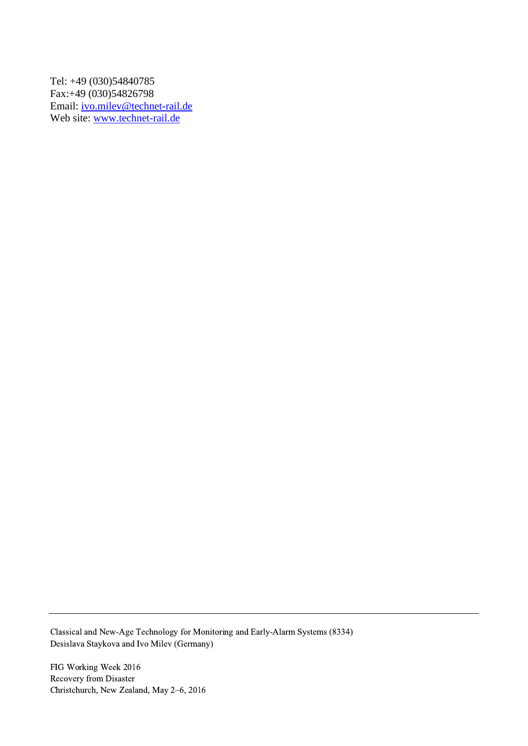Tel: +49 (030)54840785
Fax:+49 (030)54826798
Email: ivo.milev@technet-rail.de
Web site: www.technet-rail.de